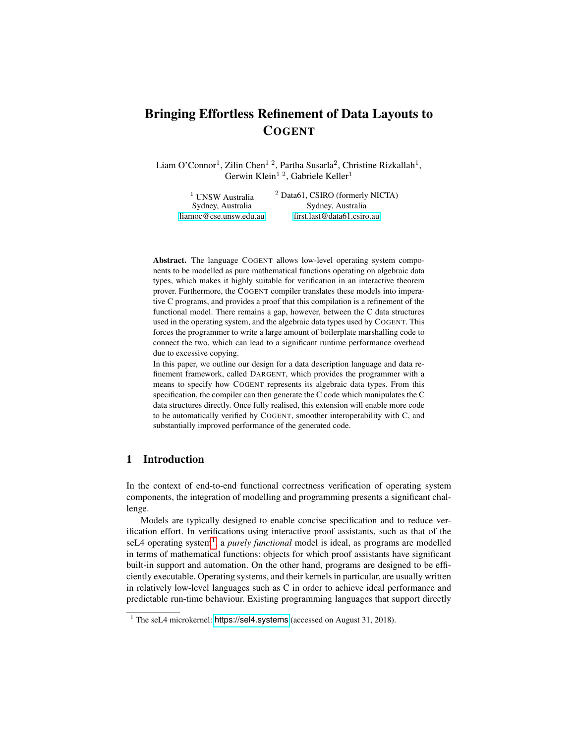# Bringing Effortless Refinement of Data Layouts to COGENT

Liam O'Connor[1], Zilin Chen[1 2], Partha Susarla[2], Christine Rizkallah[1], Gerwin Klein[1 2], Gabriele Keller[1]

[1] UNSW Australia
Sydney, Australia
liamoc@cse.unsw.edu.au

[2] Data61, CSIRO (formerly NICTA)
Sydney, Australia
first.last@data61.csiro.au

**Abstract.** The language COGENT allows low-level operating system components to be modelled as pure mathematical functions operating on algebraic data types, which makes it highly suitable for verification in an interactive theorem prover. Furthermore, the COGENT compiler translates these models into imperative C programs, and provides a proof that this compilation is a refinement of the functional model. There remains a gap, however, between the C data structures used in the operating system, and the algebraic data types used by COGENT. This forces the programmer to write a large amount of boilerplate marshalling code to connect the two, which can lead to a significant runtime performance overhead due to excessive copying.

In this paper, we outline our design for a data description language and data refinement framework, called DARGENT, which provides the programmer with a means to specify how COGENT represents its algebraic data types. From this specification, the compiler can then generate the C code which manipulates the C data structures directly. Once fully realised, this extension will enable more code to be automatically verified by COGENT, smoother interoperability with C, and substantially improved performance of the generated code.

## 1 Introduction

In the context of end-to-end functional correctness verification of operating system components, the integration of modelling and programming presents a significant challenge.

Models are typically designed to enable concise specification and to reduce verification effort. In verifications using interactive proof assistants, such as that of the seL4 operating system[1], a *purely functional* model is ideal, as programs are modelled in terms of mathematical functions: objects for which proof assistants have significant built-in support and automation. On the other hand, programs are designed to be efficiently executable. Operating systems, and their kernels in particular, are usually written in relatively low-level languages such as C in order to achieve ideal performance and predictable run-time behaviour. Existing programming languages that support directly

[1] The seL4 microkernel: https://sel4.systems (accessed on August 31, 2018).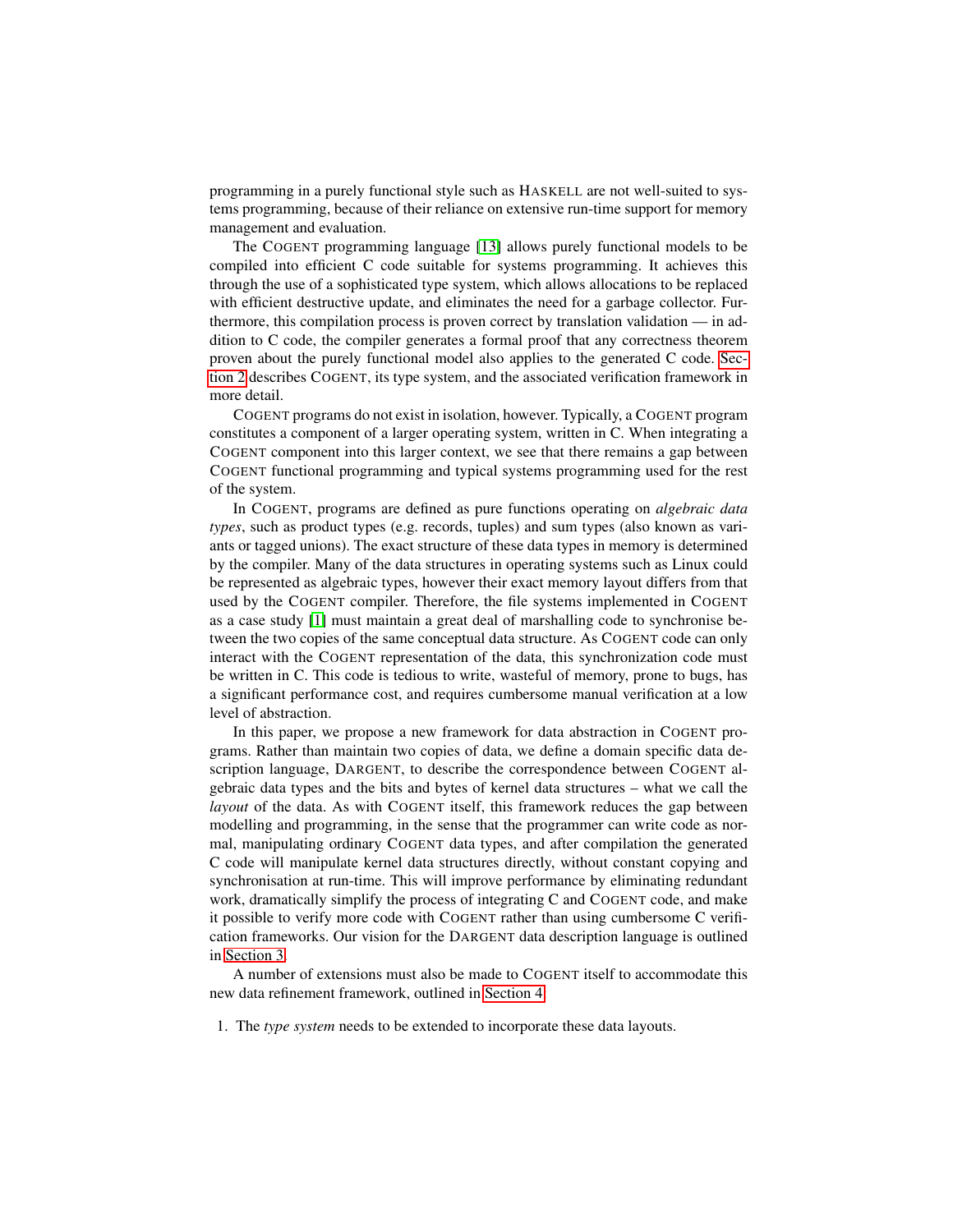programming in a purely functional style such as HASKELL are not well-suited to systems programming, because of their reliance on extensive run-time support for memory management and evaluation.

The COGENT programming language [13] allows purely functional models to be compiled into efficient C code suitable for systems programming. It achieves this through the use of a sophisticated type system, which allows allocations to be replaced with efficient destructive update, and eliminates the need for a garbage collector. Furthermore, this compilation process is proven correct by translation validation — in addition to C code, the compiler generates a formal proof that any correctness theorem proven about the purely functional model also applies to the generated C code. Section 2 describes COGENT, its type system, and the associated verification framework in more detail.

COGENT programs do not exist in isolation, however. Typically, a COGENT program constitutes a component of a larger operating system, written in C. When integrating a COGENT component into this larger context, we see that there remains a gap between COGENT functional programming and typical systems programming used for the rest of the system.

In COGENT, programs are defined as pure functions operating on *algebraic data types*, such as product types (e.g. records, tuples) and sum types (also known as variants or tagged unions). The exact structure of these data types in memory is determined by the compiler. Many of the data structures in operating systems such as Linux could be represented as algebraic types, however their exact memory layout differs from that used by the COGENT compiler. Therefore, the file systems implemented in COGENT as a case study [1] must maintain a great deal of marshalling code to synchronise between the two copies of the same conceptual data structure. As COGENT code can only interact with the COGENT representation of the data, this synchronization code must be written in C. This code is tedious to write, wasteful of memory, prone to bugs, has a significant performance cost, and requires cumbersome manual verification at a low level of abstraction.

In this paper, we propose a new framework for data abstraction in COGENT programs. Rather than maintain two copies of data, we define a domain specific data description language, DARGENT, to describe the correspondence between COGENT algebraic data types and the bits and bytes of kernel data structures – what we call the *layout* of the data. As with COGENT itself, this framework reduces the gap between modelling and programming, in the sense that the programmer can write code as normal, manipulating ordinary COGENT data types, and after compilation the generated C code will manipulate kernel data structures directly, without constant copying and synchronisation at run-time. This will improve performance by eliminating redundant work, dramatically simplify the process of integrating C and COGENT code, and make it possible to verify more code with COGENT rather than using cumbersome C verification frameworks. Our vision for the DARGENT data description language is outlined in Section 3.

A number of extensions must also be made to COGENT itself to accommodate this new data refinement framework, outlined in Section 4:

1. The *type system* needs to be extended to incorporate these data layouts.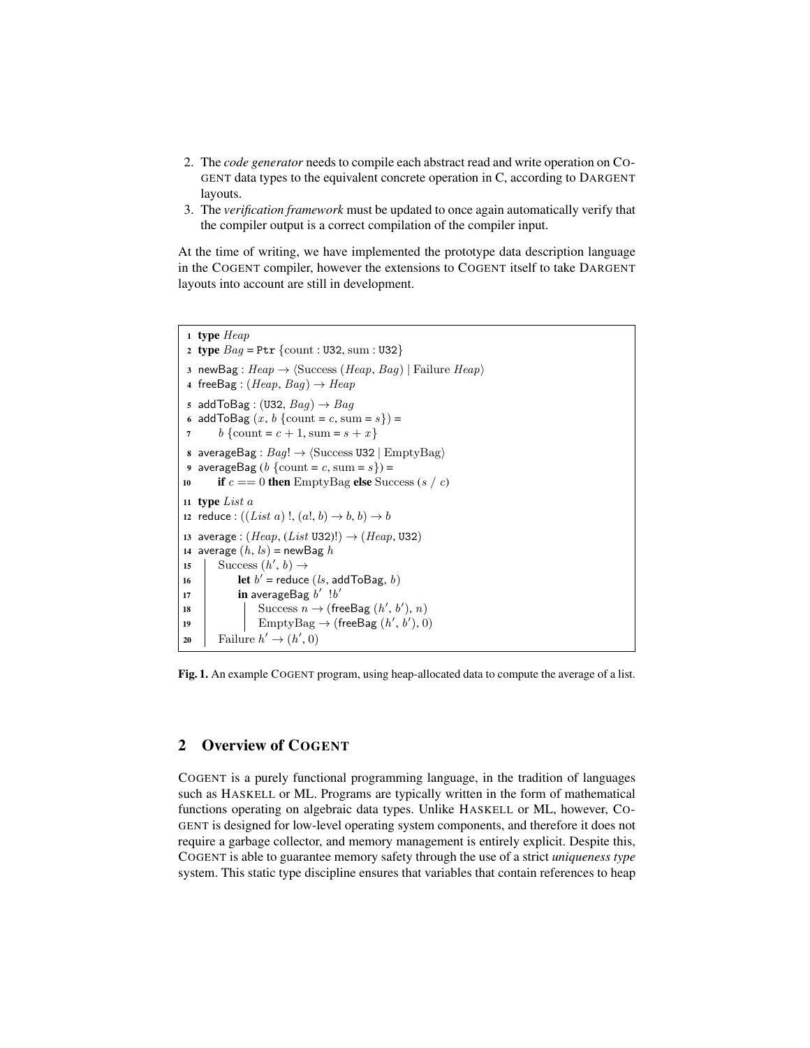2. The *code generator* needs to compile each abstract read and write operation on COGENT data types to the equivalent concrete operation in C, according to DARGENT layouts.
3. The *verification framework* must be updated to once again automatically verify that the compiler output is a correct compilation of the compiler input.

At the time of writing, we have implemented the prototype data description language in the COGENT compiler, however the extensions to COGENT itself to take DARGENT layouts into account are still in development.

```
1  type Heap
2  type Bag = Ptr {count : U32, sum : U32}
3  newBag : Heap → ⟨Success (Heap, Bag) | Failure Heap⟩
4  freeBag : (Heap, Bag) → Heap
5  addToBag : (U32, Bag) → Bag
6  addToBag (x, b {count = c, sum = s}) =
7       b {count = c + 1, sum = s + x}
8  averageBag : Bag! → ⟨Success U32 | EmptyBag⟩
9  averageBag (b {count = c, sum = s}) =
10      if c == 0 then EmptyBag else Success (s / c)
11 type List a
12 reduce : ((List a) !, (a!, b) → b, b) → b
13 average : (Heap, (List U32)!) → (Heap, U32)
14 average (h, ls) = newBag h
15   | Success (h', b) →
16   |     let b' = reduce (ls, addToBag, b)
17   |     in averageBag b'  !b'
18   |        | Success n → (freeBag (h', b'), n)
19   |        | EmptyBag → (freeBag (h', b'), 0)
20   | Failure h' → (h', 0)
```

**Fig. 1.** An example COGENT program, using heap-allocated data to compute the average of a list.

## 2 Overview of COGENT

COGENT is a purely functional programming language, in the tradition of languages such as HASKELL or ML. Programs are typically written in the form of mathematical functions operating on algebraic data types. Unlike HASKELL or ML, however, COGENT is designed for low-level operating system components, and therefore it does not require a garbage collector, and memory management is entirely explicit. Despite this, COGENT is able to guarantee memory safety through the use of a strict *uniqueness type* system. This static type discipline ensures that variables that contain references to heap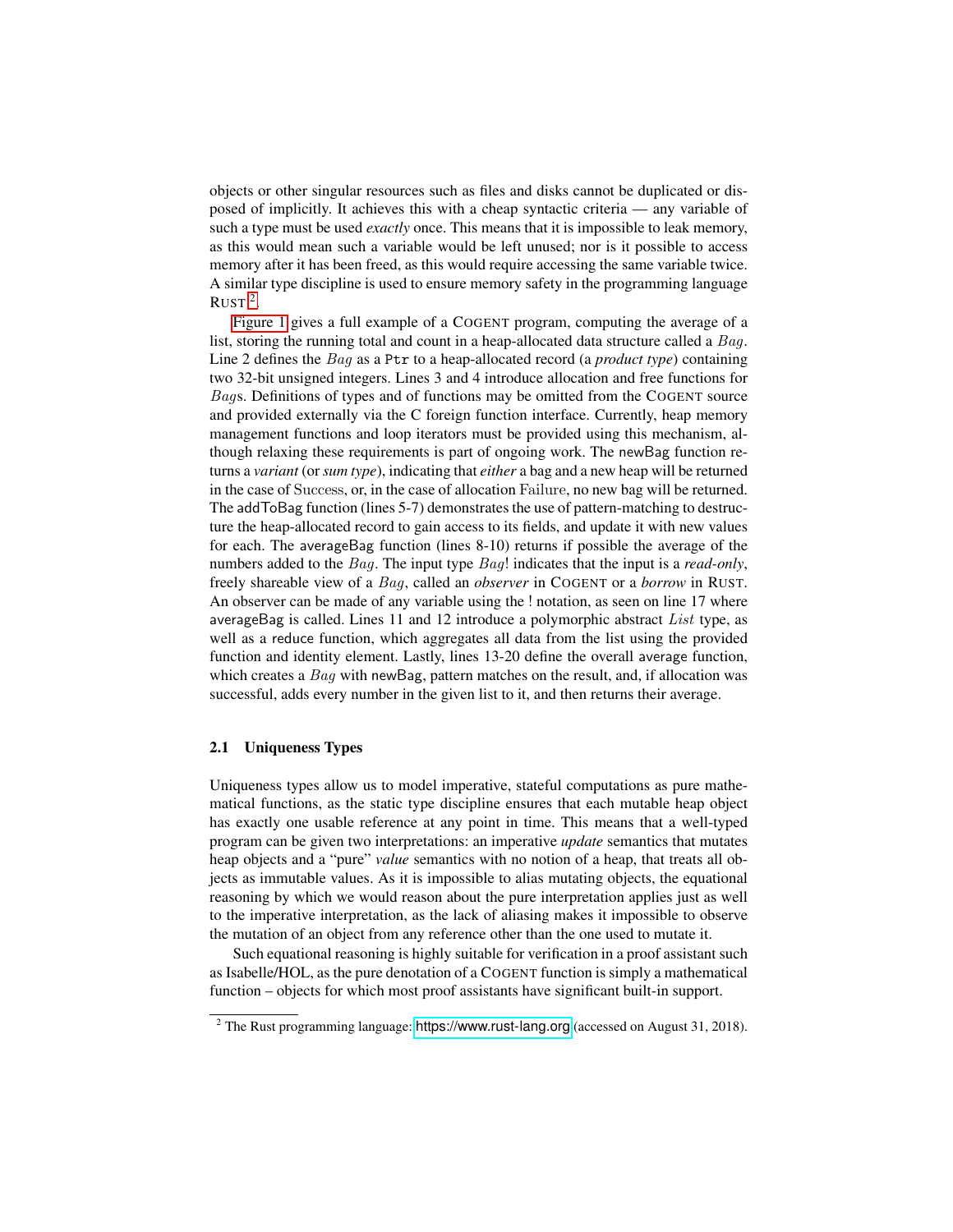objects or other singular resources such as files and disks cannot be duplicated or disposed of implicitly. It achieves this with a cheap syntactic criteria — any variable of such a type must be used *exactly* once. This means that it is impossible to leak memory, as this would mean such a variable would be left unused; nor is it possible to access memory after it has been freed, as this would require accessing the same variable twice. A similar type discipline is used to ensure memory safety in the programming language RUST [2].

Figure 1 gives a full example of a COGENT program, computing the average of a list, storing the running total and count in a heap-allocated data structure called a $Bag$. Line 2 defines the $Bag$ as a `Ptr` to a heap-allocated record (a *product type*) containing two 32-bit unsigned integers. Lines 3 and 4 introduce allocation and free functions for $Bag$s. Definitions of types and of functions may be omitted from the COGENT source and provided externally via the C foreign function interface. Currently, heap memory management functions and loop iterators must be provided using this mechanism, although relaxing these requirements is part of ongoing work. The newBag function returns a *variant* (or *sum type*), indicating that *either* a bag and a new heap will be returned in the case of $\mathrm{Success}$, or, in the case of allocation $\mathrm{Failure}$, no new bag will be returned. The addToBag function (lines 5-7) demonstrates the use of pattern-matching to destructure the heap-allocated record to gain access to its fields, and update it with new values for each. The averageBag function (lines 8-10) returns if possible the average of the numbers added to the $Bag$. The input type $Bag!$ indicates that the input is a *read-only*, freely shareable view of a $Bag$, called an *observer* in COGENT or a *borrow* in RUST. An observer can be made of any variable using the ! notation, as seen on line 17 where averageBag is called. Lines 11 and 12 introduce a polymorphic abstract $List$ type, as well as a reduce function, which aggregates all data from the list using the provided function and identity element. Lastly, lines 13-20 define the overall average function, which creates a $Bag$ with newBag, pattern matches on the result, and, if allocation was successful, adds every number in the given list to it, and then returns their average.

### 2.1 Uniqueness Types

Uniqueness types allow us to model imperative, stateful computations as pure mathematical functions, as the static type discipline ensures that each mutable heap object has exactly one usable reference at any point in time. This means that a well-typed program can be given two interpretations: an imperative *update* semantics that mutates heap objects and a "pure" *value* semantics with no notion of a heap, that treats all objects as immutable values. As it is impossible to alias mutating objects, the equational reasoning by which we would reason about the pure interpretation applies just as well to the imperative interpretation, as the lack of aliasing makes it impossible to observe the mutation of an object from any reference other than the one used to mutate it.

Such equational reasoning is highly suitable for verification in a proof assistant such as Isabelle/HOL, as the pure denotation of a COGENT function is simply a mathematical function – objects for which most proof assistants have significant built-in support.

[2] The Rust programming language: https://www.rust-lang.org (accessed on August 31, 2018).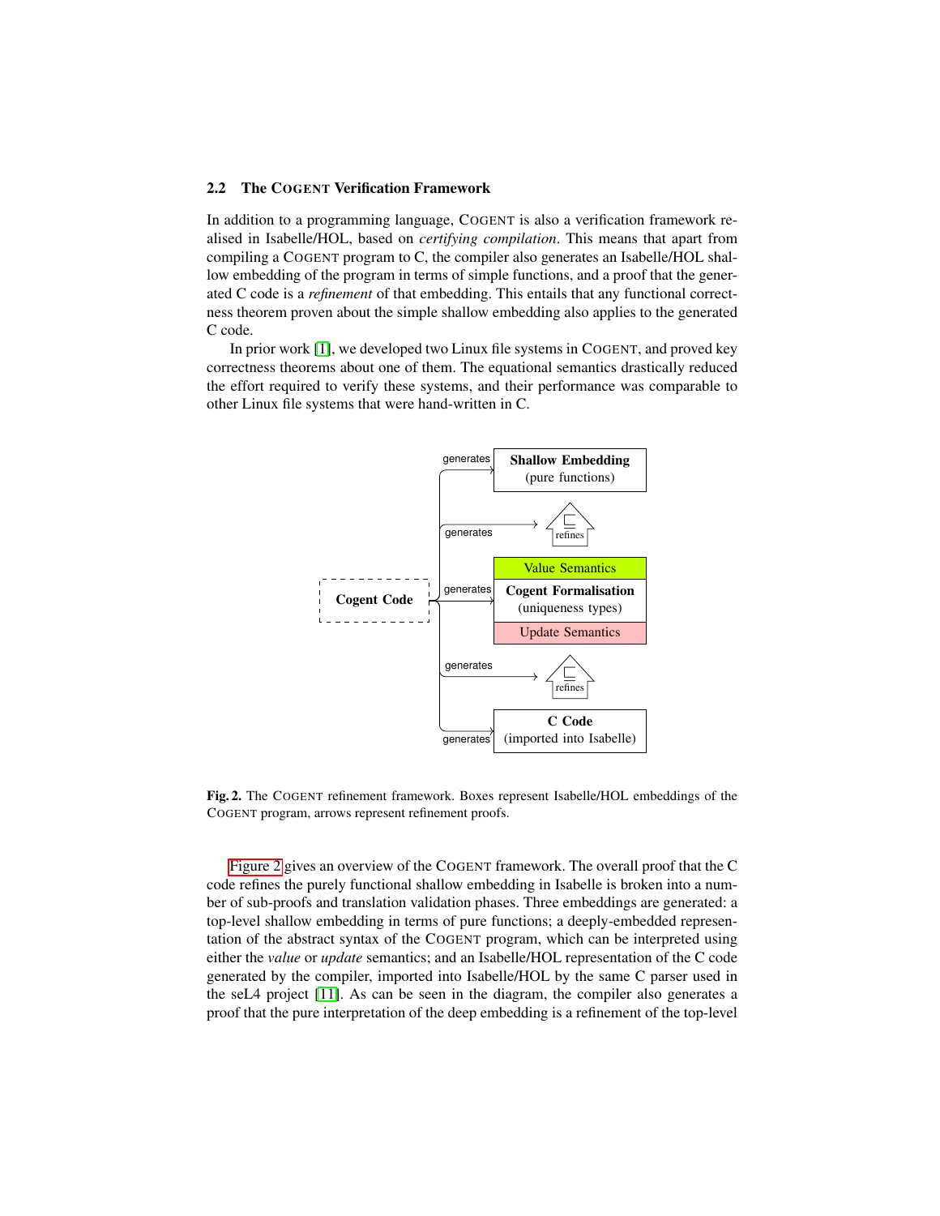### 2.2 The COGENT Verification Framework

In addition to a programming language, COGENT is also a verification framework realised in Isabelle/HOL, based on *certifying compilation*. This means that apart from compiling a COGENT program to C, the compiler also generates an Isabelle/HOL shallow embedding of the program in terms of simple functions, and a proof that the generated C code is a *refinement* of that embedding. This entails that any functional correctness theorem proven about the simple shallow embedding also applies to the generated C code.

In prior work [1], we developed two Linux file systems in COGENT, and proved key correctness theorems about one of them. The equational semantics drastically reduced the effort required to verify these systems, and their performance was comparable to other Linux file systems that were hand-written in C.

**Fig. 2.** The COGENT refinement framework. Boxes represent Isabelle/HOL embeddings of the COGENT program, arrows represent refinement proofs.

Figure 2 gives an overview of the COGENT framework. The overall proof that the C code refines the purely functional shallow embedding in Isabelle is broken into a number of sub-proofs and translation validation phases. Three embeddings are generated: a top-level shallow embedding in terms of pure functions; a deeply-embedded representation of the abstract syntax of the COGENT program, which can be interpreted using either the *value* or *update* semantics; and an Isabelle/HOL representation of the C code generated by the compiler, imported into Isabelle/HOL by the same C parser used in the seL4 project [11]. As can be seen in the diagram, the compiler also generates a proof that the pure interpretation of the deep embedding is a refinement of the top-level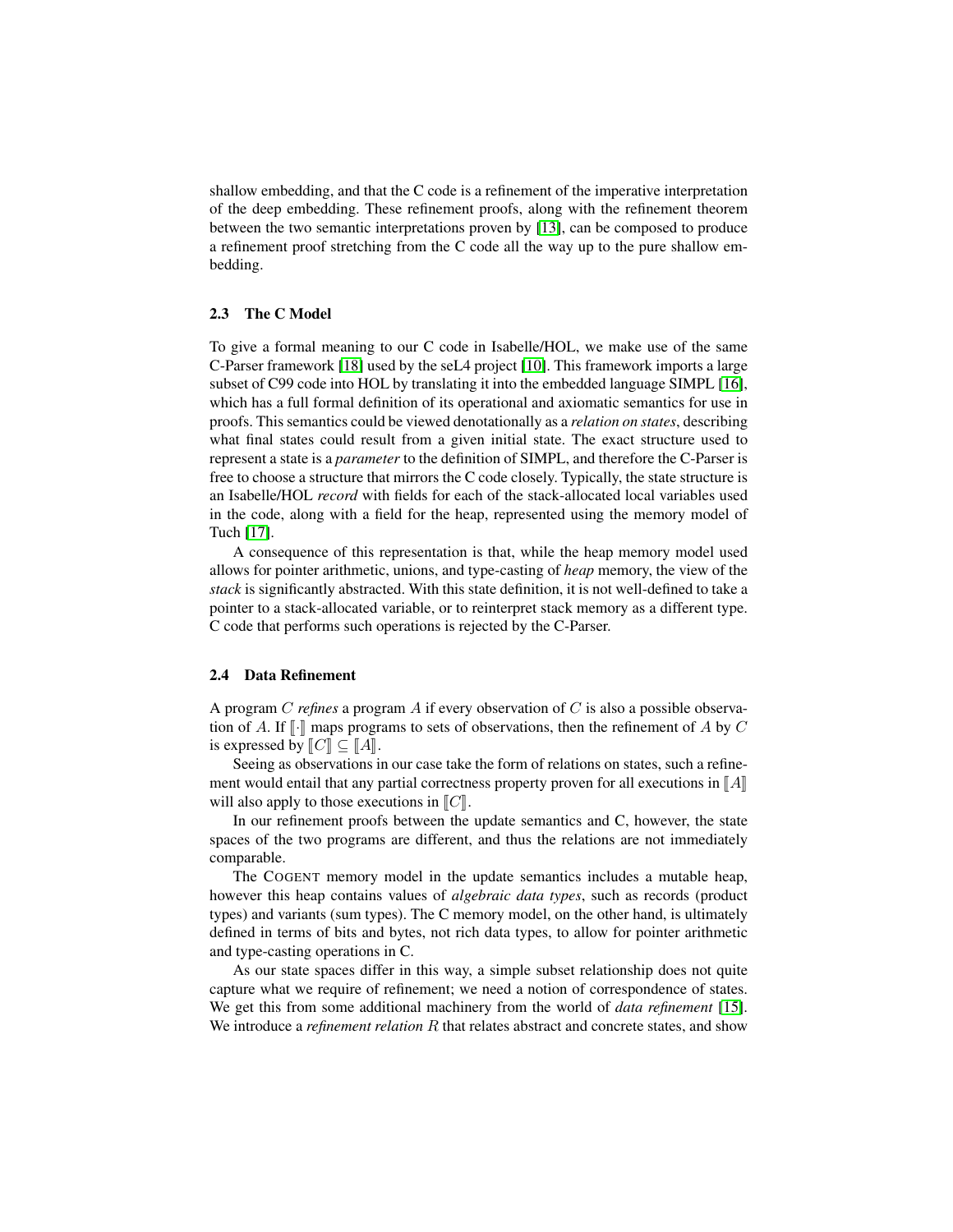shallow embedding, and that the C code is a refinement of the imperative interpretation of the deep embedding. These refinement proofs, along with the refinement theorem between the two semantic interpretations proven by [13], can be composed to produce a refinement proof stretching from the C code all the way up to the pure shallow embedding.

### 2.3 The C Model

To give a formal meaning to our C code in Isabelle/HOL, we make use of the same C-Parser framework [18] used by the seL4 project [10]. This framework imports a large subset of C99 code into HOL by translating it into the embedded language SIMPL [16], which has a full formal definition of its operational and axiomatic semantics for use in proofs. This semantics could be viewed denotationally as a *relation on states*, describing what final states could result from a given initial state. The exact structure used to represent a state is a *parameter* to the definition of SIMPL, and therefore the C-Parser is free to choose a structure that mirrors the C code closely. Typically, the state structure is an Isabelle/HOL *record* with fields for each of the stack-allocated local variables used in the code, along with a field for the heap, represented using the memory model of Tuch [17].

A consequence of this representation is that, while the heap memory model used allows for pointer arithmetic, unions, and type-casting of *heap* memory, the view of the *stack* is significantly abstracted. With this state definition, it is not well-defined to take a pointer to a stack-allocated variable, or to reinterpret stack memory as a different type. C code that performs such operations is rejected by the C-Parser.

### 2.4 Data Refinement

A program $C$ *refines* a program $A$ if every observation of $C$ is also a possible observation of $A$. If $[\![\cdot]\!]$ maps programs to sets of observations, then the refinement of $A$ by $C$ is expressed by $[\![C]\!] \subseteq [\![A]\!]$.

Seeing as observations in our case take the form of relations on states, such a refinement would entail that any partial correctness property proven for all executions in $[\![A]\!]$ will also apply to those executions in $[\![C]\!]$.

In our refinement proofs between the update semantics and C, however, the state spaces of the two programs are different, and thus the relations are not immediately comparable.

The COGENT memory model in the update semantics includes a mutable heap, however this heap contains values of *algebraic data types*, such as records (product types) and variants (sum types). The C memory model, on the other hand, is ultimately defined in terms of bits and bytes, not rich data types, to allow for pointer arithmetic and type-casting operations in C.

As our state spaces differ in this way, a simple subset relationship does not quite capture what we require of refinement; we need a notion of correspondence of states. We get this from some additional machinery from the world of *data refinement* [15]. We introduce a *refinement relation* $R$ that relates abstract and concrete states, and show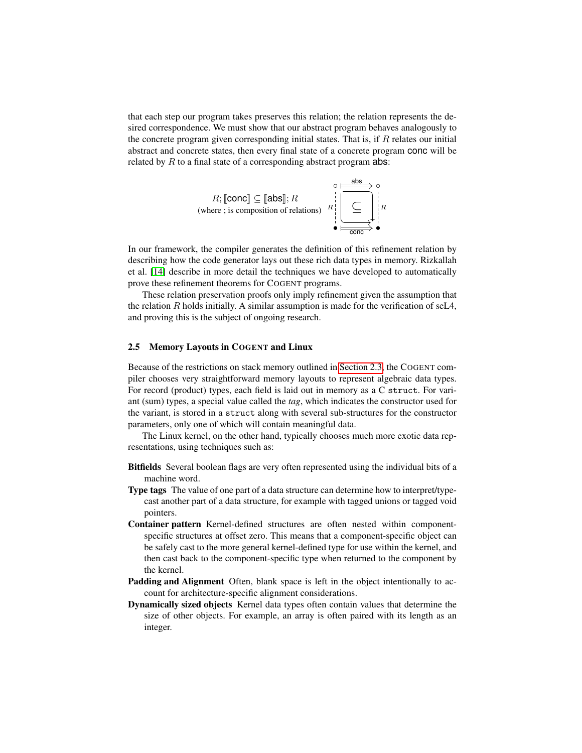that each step our program takes preserves this relation; the relation represents the desired correspondence. We must show that our abstract program behaves analogously to the concrete program given corresponding initial states. That is, if $R$ relates our initial abstract and concrete states, then every final state of a concrete program conc will be related by $R$ to a final state of a corresponding abstract program abs:

$$R; [\![\mathsf{conc}]\!] \subseteq [\![\mathsf{abs}]\!]; R$$

(where ; is composition of relations)

In our framework, the compiler generates the definition of this refinement relation by describing how the code generator lays out these rich data types in memory. Rizkallah et al. [14] describe in more detail the techniques we have developed to automatically prove these refinement theorems for COGENT programs.

These relation preservation proofs only imply refinement given the assumption that the relation $R$ holds initially. A similar assumption is made for the verification of seL4, and proving this is the subject of ongoing research.

### 2.5 Memory Layouts in COGENT and Linux

Because of the restrictions on stack memory outlined in Section 2.3, the COGENT compiler chooses very straightforward memory layouts to represent algebraic data types. For record (product) types, each field is laid out in memory as a C `struct`. For variant (sum) types, a special value called the *tag*, which indicates the constructor used for the variant, is stored in a `struct` along with several sub-structures for the constructor parameters, only one of which will contain meaningful data.

The Linux kernel, on the other hand, typically chooses much more exotic data representations, using techniques such as:

**Bitfields** Several boolean flags are very often represented using the individual bits of a machine word.

**Type tags** The value of one part of a data structure can determine how to interpret/typecast another part of a data structure, for example with tagged unions or tagged void pointers.

**Container pattern** Kernel-defined structures are often nested within component-specific structures at offset zero. This means that a component-specific object can be safely cast to the more general kernel-defined type for use within the kernel, and then cast back to the component-specific type when returned to the component by the kernel.

**Padding and Alignment** Often, blank space is left in the object intentionally to account for architecture-specific alignment considerations.

**Dynamically sized objects** Kernel data types often contain values that determine the size of other objects. For example, an array is often paired with its length as an integer.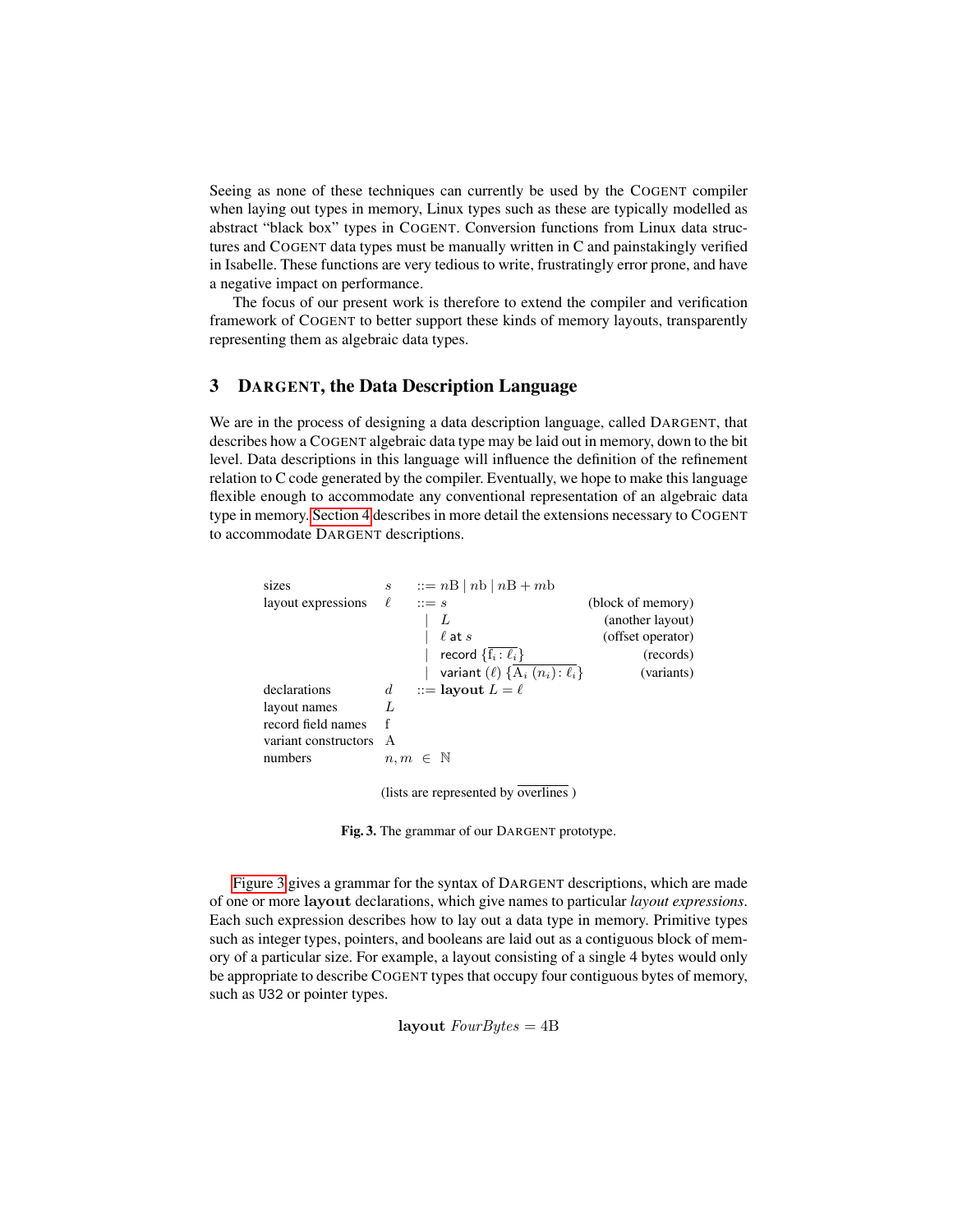Seeing as none of these techniques can currently be used by the COGENT compiler when laying out types in memory, Linux types such as these are typically modelled as abstract “black box” types in COGENT. Conversion functions from Linux data structures and COGENT data types must be manually written in C and painstakingly verified in Isabelle. These functions are very tedious to write, frustratingly error prone, and have a negative impact on performance.

The focus of our present work is therefore to extend the compiler and verification framework of COGENT to better support these kinds of memory layouts, transparently representing them as algebraic data types.

## 3 DARGENT, the Data Description Language

We are in the process of designing a data description language, called DARGENT, that describes how a COGENT algebraic data type may be laid out in memory, down to the bit level. Data descriptions in this language will influence the definition of the refinement relation to C code generated by the compiler. Eventually, we hope to make this language flexible enough to accommodate any conventional representation of an algebraic data type in memory. Section 4 describes in more detail the extensions necessary to COGENT to accommodate DARGENT descriptions.

| | | | |
|---|---|---|---|
| sizes | $s$ | $::= n\mathrm{B} \mid n\mathrm{b} \mid n\mathrm{B} + m\mathrm{b}$ | |
| layout expressions | $\ell$ | $::= s$ | (block of memory) |
| | | $\mid\ L$ | (another layout) |
| | | $\mid\ \ell$ at $s$ | (offset operator) |
| | | $\mid$ record $\{\overline{\mathrm{f}_i : \ell_i}\}$ | (records) |
| | | $\mid$ variant $(\ell)\ \{\overline{\mathrm{A}_i\ (n_i) : \ell_i}\}$ | (variants) |
| declarations | $d$ | $::=$ **layout** $L = \ell$ | |
| layout names | $L$ | | |
| record field names | f | | |
| variant constructors | A | | |
| numbers | $n, m \in \mathbb{N}$ | | |

(lists are represented by $\overline{\text{overlines}}$ )

**Fig. 3.** The grammar of our DARGENT prototype.

Figure 3 gives a grammar for the syntax of DARGENT descriptions, which are made of one or more **layout** declarations, which give names to particular *layout expressions*. Each such expression describes how to lay out a data type in memory. Primitive types such as integer types, pointers, and booleans are laid out as a contiguous block of memory of a particular size. For example, a layout consisting of a single 4 bytes would only be appropriate to describe COGENT types that occupy four contiguous bytes of memory, such as U32 or pointer types.

$$\textbf{layout}\ \mathit{FourBytes} = 4\mathrm{B}$$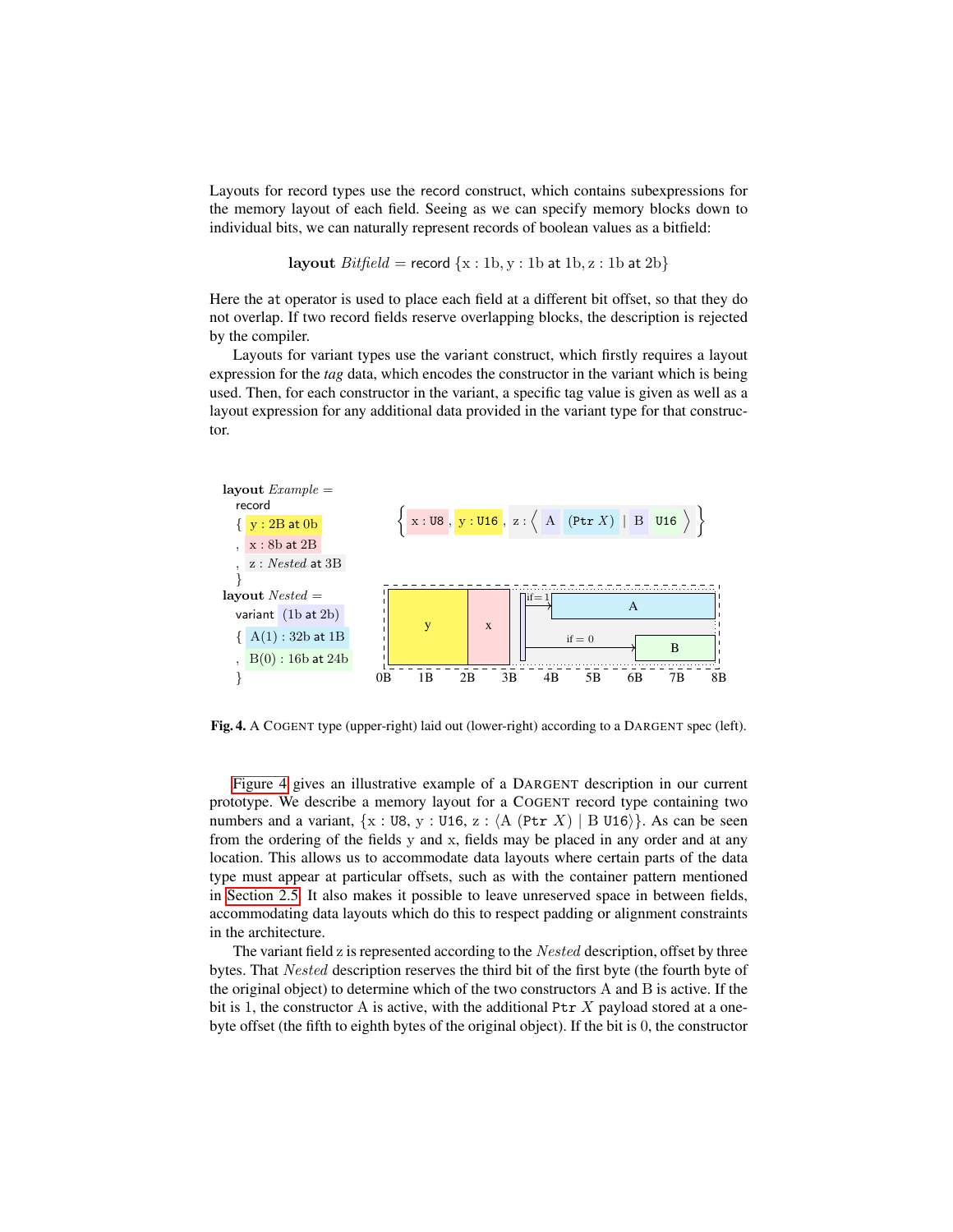Layouts for record types use the record construct, which contains subexpressions for the memory layout of each field. Seeing as we can specify memory blocks down to individual bits, we can naturally represent records of boolean values as a bitfield:

$$\textbf{layout}\ \mathit{Bitfield} = \mathsf{record}\ \{\mathrm{x} : 1\mathrm{b}, \mathrm{y} : 1\mathrm{b}\ \mathsf{at}\ 1\mathrm{b}, \mathrm{z} : 1\mathrm{b}\ \mathsf{at}\ 2\mathrm{b}\}$$

Here the at operator is used to place each field at a different bit offset, so that they do not overlap. If two record fields reserve overlapping blocks, the description is rejected by the compiler.

Layouts for variant types use the variant construct, which firstly requires a layout expression for the *tag* data, which encodes the constructor in the variant which is being used. Then, for each constructor in the variant, a specific tag value is given as well as a layout expression for any additional data provided in the variant type for that constructor.

```
layout Example =
  record
  { y : 2B at 0b
  , x : 8b at 2B
  , z : Nested at 3B
  }
layout Nested =
  variant (1b at 2b)
  { A(1) : 32b at 1B
  , B(0) : 16b at 24b
  }
```

$\{ \mathrm{x} : \mathtt{U8}, \mathrm{y} : \mathtt{U16}, \mathrm{z} : \langle \mathrm{A}\ (\mathtt{Ptr}\ X) \mid \mathrm{B}\ \mathtt{U16} \rangle \}$

**Fig. 4.** A COGENT type (upper-right) laid out (lower-right) according to a DARGENT spec (left).

Figure 4 gives an illustrative example of a DARGENT description in our current prototype. We describe a memory layout for a COGENT record type containing two numbers and a variant, $\{\mathrm{x} : \mathtt{U8}, \mathrm{y} : \mathtt{U16}, \mathrm{z} : \langle \mathrm{A}\ (\mathtt{Ptr}\ X) \mid \mathrm{B}\ \mathtt{U16}\rangle\}$. As can be seen from the ordering of the fields y and x, fields may be placed in any order and at any location. This allows us to accommodate data layouts where certain parts of the data type must appear at particular offsets, such as with the container pattern mentioned in Section 2.5. It also makes it possible to leave unreserved space in between fields, accommodating data layouts which do this to respect padding or alignment constraints in the architecture.

The variant field z is represented according to the *Nested* description, offset by three bytes. That *Nested* description reserves the third bit of the first byte (the fourth byte of the original object) to determine which of the two constructors A and B is active. If the bit is 1, the constructor A is active, with the additional `Ptr` $X$ payload stored at a one-byte offset (the fifth to eighth bytes of the original object). If the bit is 0, the constructor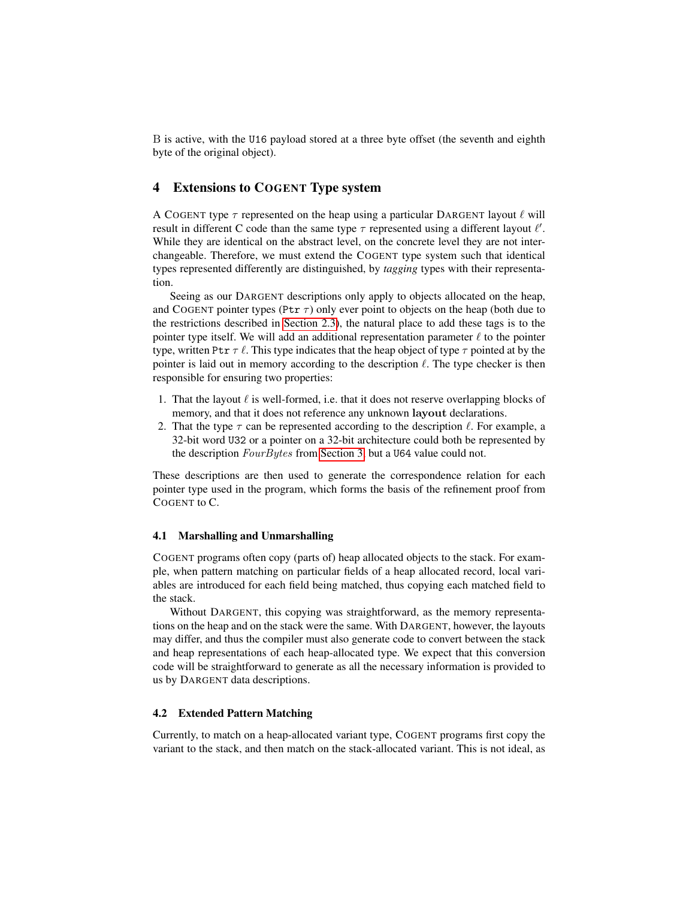B is active, with the U16 payload stored at a three byte offset (the seventh and eighth byte of the original object).

## 4 Extensions to COGENT Type system

A COGENT type $\tau$ represented on the heap using a particular DARGENT layout $\ell$ will result in different C code than the same type $\tau$ represented using a different layout $\ell'$. While they are identical on the abstract level, on the concrete level they are not interchangeable. Therefore, we must extend the COGENT type system such that identical types represented differently are distinguished, by *tagging* types with their representation.

Seeing as our DARGENT descriptions only apply to objects allocated on the heap, and COGENT pointer types (Ptr $\tau$) only ever point to objects on the heap (both due to the restrictions described in Section 2.3), the natural place to add these tags is to the pointer type itself. We will add an additional representation parameter $\ell$ to the pointer type, written Ptr $\tau$ $\ell$. This type indicates that the heap object of type $\tau$ pointed at by the pointer is laid out in memory according to the description $\ell$. The type checker is then responsible for ensuring two properties:

1. That the layout $\ell$ is well-formed, i.e. that it does not reserve overlapping blocks of memory, and that it does not reference any unknown **layout** declarations.
2. That the type $\tau$ can be represented according to the description $\ell$. For example, a 32-bit word U32 or a pointer on a 32-bit architecture could both be represented by the description $FourBytes$ from Section 3, but a U64 value could not.

These descriptions are then used to generate the correspondence relation for each pointer type used in the program, which forms the basis of the refinement proof from COGENT to C.

### 4.1 Marshalling and Unmarshalling

COGENT programs often copy (parts of) heap allocated objects to the stack. For example, when pattern matching on particular fields of a heap allocated record, local variables are introduced for each field being matched, thus copying each matched field to the stack.

Without DARGENT, this copying was straightforward, as the memory representations on the heap and on the stack were the same. With DARGENT, however, the layouts may differ, and thus the compiler must also generate code to convert between the stack and heap representations of each heap-allocated type. We expect that this conversion code will be straightforward to generate as all the necessary information is provided to us by DARGENT data descriptions.

### 4.2 Extended Pattern Matching

Currently, to match on a heap-allocated variant type, COGENT programs first copy the variant to the stack, and then match on the stack-allocated variant. This is not ideal, as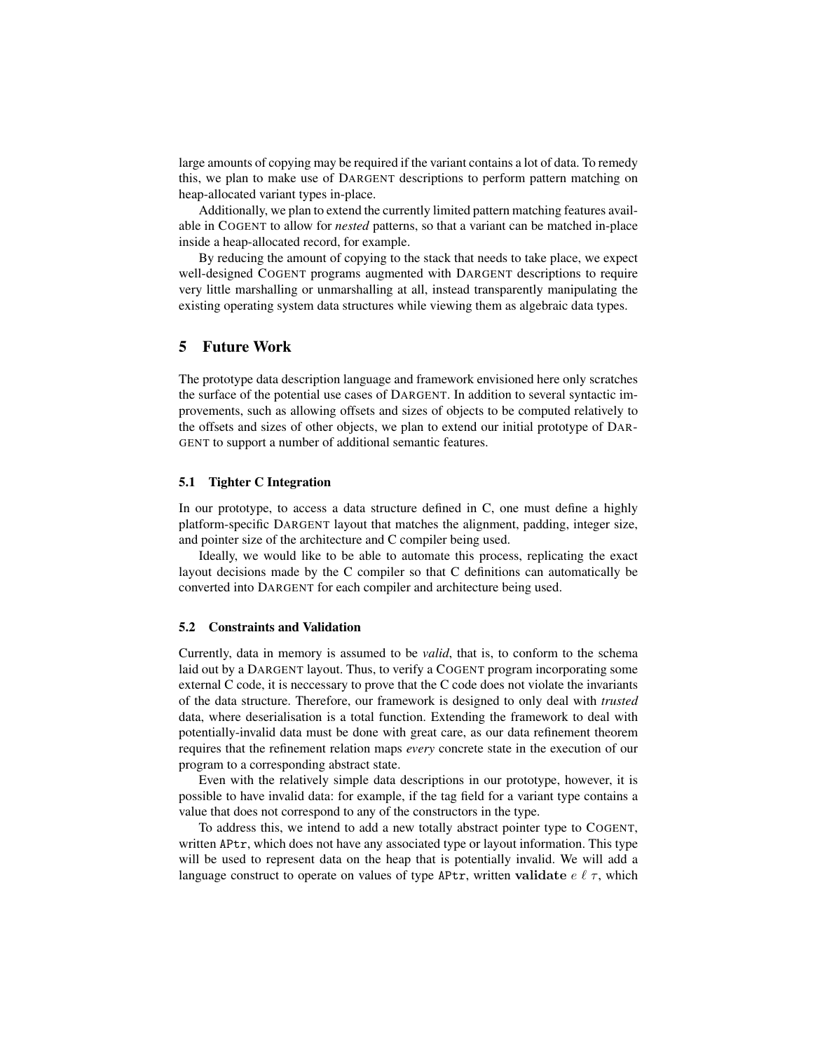large amounts of copying may be required if the variant contains a lot of data. To remedy this, we plan to make use of DARGENT descriptions to perform pattern matching on heap-allocated variant types in-place.

Additionally, we plan to extend the currently limited pattern matching features available in COGENT to allow for *nested* patterns, so that a variant can be matched in-place inside a heap-allocated record, for example.

By reducing the amount of copying to the stack that needs to take place, we expect well-designed COGENT programs augmented with DARGENT descriptions to require very little marshalling or unmarshalling at all, instead transparently manipulating the existing operating system data structures while viewing them as algebraic data types.

## 5 Future Work

The prototype data description language and framework envisioned here only scratches the surface of the potential use cases of DARGENT. In addition to several syntactic improvements, such as allowing offsets and sizes of objects to be computed relatively to the offsets and sizes of other objects, we plan to extend our initial prototype of DARGENT to support a number of additional semantic features.

### 5.1 Tighter C Integration

In our prototype, to access a data structure defined in C, one must define a highly platform-specific DARGENT layout that matches the alignment, padding, integer size, and pointer size of the architecture and C compiler being used.

Ideally, we would like to be able to automate this process, replicating the exact layout decisions made by the C compiler so that C definitions can automatically be converted into DARGENT for each compiler and architecture being used.

### 5.2 Constraints and Validation

Currently, data in memory is assumed to be *valid*, that is, to conform to the schema laid out by a DARGENT layout. Thus, to verify a COGENT program incorporating some external C code, it is neccessary to prove that the C code does not violate the invariants of the data structure. Therefore, our framework is designed to only deal with *trusted* data, where deserialisation is a total function. Extending the framework to deal with potentially-invalid data must be done with great care, as our data refinement theorem requires that the refinement relation maps *every* concrete state in the execution of our program to a corresponding abstract state.

Even with the relatively simple data descriptions in our prototype, however, it is possible to have invalid data: for example, if the tag field for a variant type contains a value that does not correspond to any of the constructors in the type.

To address this, we intend to add a new totally abstract pointer type to COGENT, written `APtr`, which does not have any associated type or layout information. This type will be used to represent data on the heap that is potentially invalid. We will add a language construct to operate on values of type `APtr`, written $\mathbf{validate}\ e\ \ell\ \tau$, which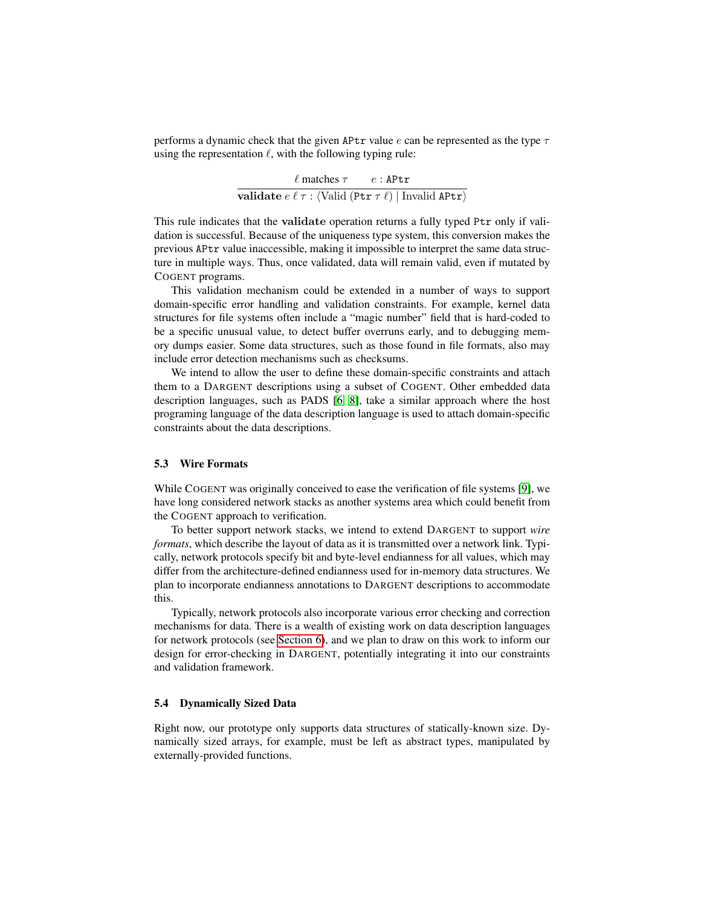performs a dynamic check that the given `APtr` value $e$ can be represented as the type $\tau$ using the representation $\ell$, with the following typing rule:

$$\frac{\ell \text{ matches } \tau \qquad e : \texttt{APtr}}{\textbf{validate}\ e\ \ell\ \tau : \langle \text{Valid } (\texttt{Ptr}\ \tau\ \ell) \mid \text{Invalid } \texttt{APtr} \rangle}$$

This rule indicates that the **validate** operation returns a fully typed `Ptr` only if validation is successful. Because of the uniqueness type system, this conversion makes the previous `APtr` value inaccessible, making it impossible to interpret the same data structure in multiple ways. Thus, once validated, data will remain valid, even if mutated by COGENT programs.

This validation mechanism could be extended in a number of ways to support domain-specific error handling and validation constraints. For example, kernel data structures for file systems often include a "magic number" field that is hard-coded to be a specific unusual value, to detect buffer overruns early, and to debugging memory dumps easier. Some data structures, such as those found in file formats, also may include error detection mechanisms such as checksums.

We intend to allow the user to define these domain-specific constraints and attach them to a DARGENT descriptions using a subset of COGENT. Other embedded data description languages, such as PADS [6, 8], take a similar approach where the host programing language of the data description language is used to attach domain-specific constraints about the data descriptions.

### 5.3 Wire Formats

While COGENT was originally conceived to ease the verification of file systems [9], we have long considered network stacks as another systems area which could benefit from the COGENT approach to verification.

To better support network stacks, we intend to extend DARGENT to support *wire formats*, which describe the layout of data as it is transmitted over a network link. Typically, network protocols specify bit and byte-level endianness for all values, which may differ from the architecture-defined endianness used for in-memory data structures. We plan to incorporate endianness annotations to DARGENT descriptions to accommodate this.

Typically, network protocols also incorporate various error checking and correction mechanisms for data. There is a wealth of existing work on data description languages for network protocols (see Section 6), and we plan to draw on this work to inform our design for error-checking in DARGENT, potentially integrating it into our constraints and validation framework.

### 5.4 Dynamically Sized Data

Right now, our prototype only supports data structures of statically-known size. Dynamically sized arrays, for example, must be left as abstract types, manipulated by externally-provided functions.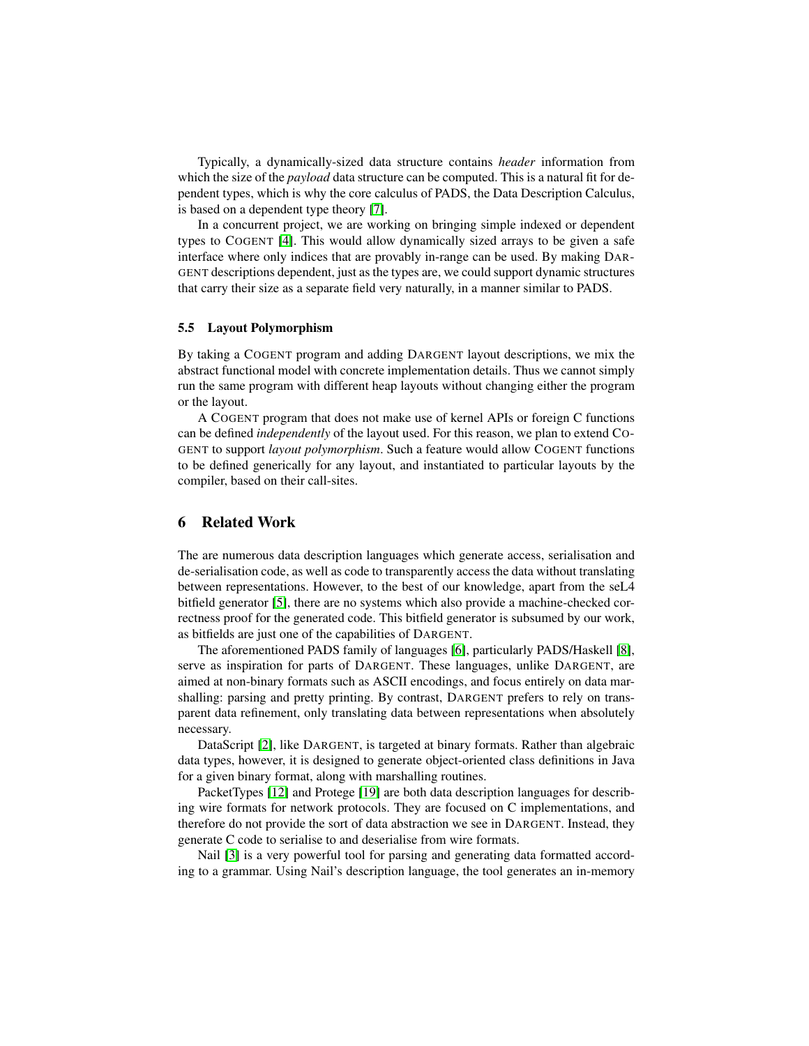Typically, a dynamically-sized data structure contains *header* information from which the size of the *payload* data structure can be computed. This is a natural fit for dependent types, which is why the core calculus of PADS, the Data Description Calculus, is based on a dependent type theory [7].

In a concurrent project, we are working on bringing simple indexed or dependent types to COGENT [4]. This would allow dynamically sized arrays to be given a safe interface where only indices that are provably in-range can be used. By making DARGENT descriptions dependent, just as the types are, we could support dynamic structures that carry their size as a separate field very naturally, in a manner similar to PADS.

### 5.5 Layout Polymorphism

By taking a COGENT program and adding DARGENT layout descriptions, we mix the abstract functional model with concrete implementation details. Thus we cannot simply run the same program with different heap layouts without changing either the program or the layout.

A COGENT program that does not make use of kernel APIs or foreign C functions can be defined *independently* of the layout used. For this reason, we plan to extend COGENT to support *layout polymorphism*. Such a feature would allow COGENT functions to be defined generically for any layout, and instantiated to particular layouts by the compiler, based on their call-sites.

## 6 Related Work

The are numerous data description languages which generate access, serialisation and de-serialisation code, as well as code to transparently access the data without translating between representations. However, to the best of our knowledge, apart from the seL4 bitfield generator [5], there are no systems which also provide a machine-checked correctness proof for the generated code. This bitfield generator is subsumed by our work, as bitfields are just one of the capabilities of DARGENT.

The aforementioned PADS family of languages [6], particularly PADS/Haskell [8], serve as inspiration for parts of DARGENT. These languages, unlike DARGENT, are aimed at non-binary formats such as ASCII encodings, and focus entirely on data marshalling: parsing and pretty printing. By contrast, DARGENT prefers to rely on transparent data refinement, only translating data between representations when absolutely necessary.

DataScript [2], like DARGENT, is targeted at binary formats. Rather than algebraic data types, however, it is designed to generate object-oriented class definitions in Java for a given binary format, along with marshalling routines.

PacketTypes [12] and Protege [19] are both data description languages for describing wire formats for network protocols. They are focused on C implementations, and therefore do not provide the sort of data abstraction we see in DARGENT. Instead, they generate C code to serialise to and deserialise from wire formats.

Nail [3] is a very powerful tool for parsing and generating data formatted according to a grammar. Using Nail's description language, the tool generates an in-memory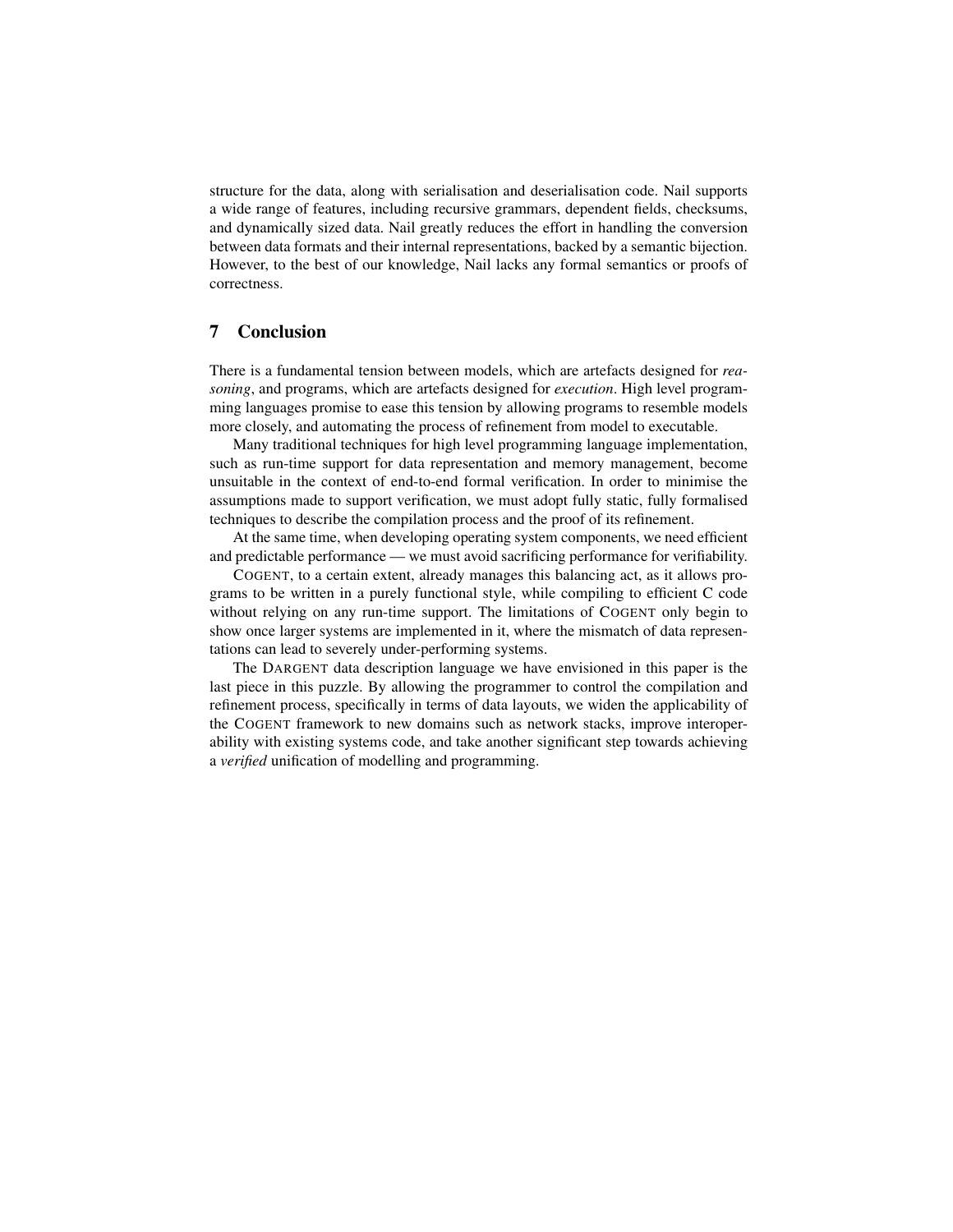structure for the data, along with serialisation and deserialisation code. Nail supports a wide range of features, including recursive grammars, dependent fields, checksums, and dynamically sized data. Nail greatly reduces the effort in handling the conversion between data formats and their internal representations, backed by a semantic bijection. However, to the best of our knowledge, Nail lacks any formal semantics or proofs of correctness.

## 7 Conclusion

There is a fundamental tension between models, which are artefacts designed for *reasoning*, and programs, which are artefacts designed for *execution*. High level programming languages promise to ease this tension by allowing programs to resemble models more closely, and automating the process of refinement from model to executable.

Many traditional techniques for high level programming language implementation, such as run-time support for data representation and memory management, become unsuitable in the context of end-to-end formal verification. In order to minimise the assumptions made to support verification, we must adopt fully static, fully formalised techniques to describe the compilation process and the proof of its refinement.

At the same time, when developing operating system components, we need efficient and predictable performance — we must avoid sacrificing performance for verifiability.

COGENT, to a certain extent, already manages this balancing act, as it allows programs to be written in a purely functional style, while compiling to efficient C code without relying on any run-time support. The limitations of COGENT only begin to show once larger systems are implemented in it, where the mismatch of data representations can lead to severely under-performing systems.

The DARGENT data description language we have envisioned in this paper is the last piece in this puzzle. By allowing the programmer to control the compilation and refinement process, specifically in terms of data layouts, we widen the applicability of the COGENT framework to new domains such as network stacks, improve interoperability with existing systems code, and take another significant step towards achieving a *verified* unification of modelling and programming.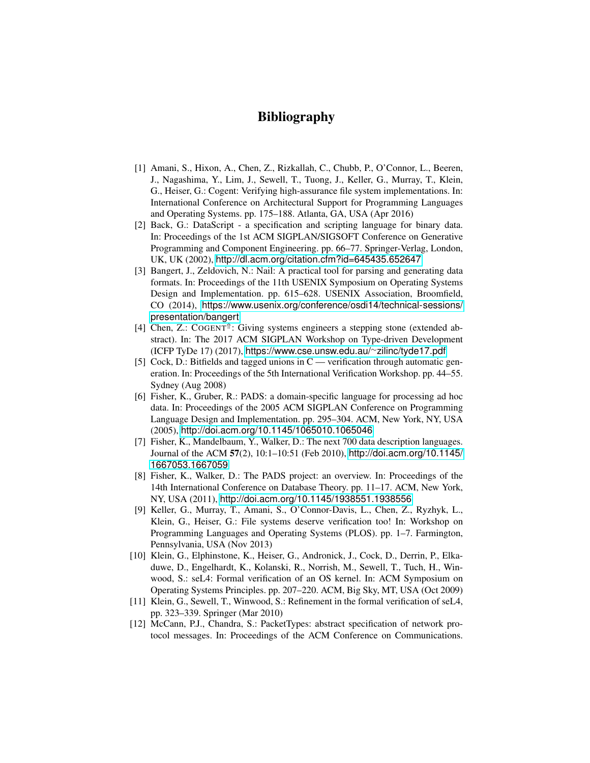# Bibliography

[1] Amani, S., Hixon, A., Chen, Z., Rizkallah, C., Chubb, P., O'Connor, L., Beeren, J., Nagashima, Y., Lim, J., Sewell, T., Tuong, J., Keller, G., Murray, T., Klein, G., Heiser, G.: Cogent: Verifying high-assurance file system implementations. In: International Conference on Architectural Support for Programming Languages and Operating Systems. pp. 175–188. Atlanta, GA, USA (Apr 2016)

[2] Back, G.: DataScript - a specification and scripting language for binary data. In: Proceedings of the 1st ACM SIGPLAN/SIGSOFT Conference on Generative Programming and Component Engineering. pp. 66–77. Springer-Verlag, London, UK, UK (2002), http://dl.acm.org/citation.cfm?id=645435.652647

[3] Bangert, J., Zeldovich, N.: Nail: A practical tool for parsing and generating data formats. In: Proceedings of the 11th USENIX Symposium on Operating Systems Design and Implementation. pp. 615–628. USENIX Association, Broomfield, CO (2014), https://www.usenix.org/conference/osdi14/technical-sessions/presentation/bangert

[4] Chen, Z.: COGENT$^{\Uparrow}$: Giving systems engineers a stepping stone (extended abstract). In: The 2017 ACM SIGPLAN Workshop on Type-driven Development (ICFP TyDe 17) (2017), https://www.cse.unsw.edu.au/~zilinc/tyde17.pdf

[5] Cock, D.: Bitfields and tagged unions in C — verification through automatic generation. In: Proceedings of the 5th International Verification Workshop. pp. 44–55. Sydney (Aug 2008)

[6] Fisher, K., Gruber, R.: PADS: a domain-specific language for processing ad hoc data. In: Proceedings of the 2005 ACM SIGPLAN Conference on Programming Language Design and Implementation. pp. 295–304. ACM, New York, NY, USA (2005), http://doi.acm.org/10.1145/1065010.1065046

[7] Fisher, K., Mandelbaum, Y., Walker, D.: The next 700 data description languages. Journal of the ACM **57**(2), 10:1–10:51 (Feb 2010), http://doi.acm.org/10.1145/1667053.1667059

[8] Fisher, K., Walker, D.: The PADS project: an overview. In: Proceedings of the 14th International Conference on Database Theory. pp. 11–17. ACM, New York, NY, USA (2011), http://doi.acm.org/10.1145/1938551.1938556

[9] Keller, G., Murray, T., Amani, S., O'Connor-Davis, L., Chen, Z., Ryzhyk, L., Klein, G., Heiser, G.: File systems deserve verification too! In: Workshop on Programming Languages and Operating Systems (PLOS). pp. 1–7. Farmington, Pennsylvania, USA (Nov 2013)

[10] Klein, G., Elphinstone, K., Heiser, G., Andronick, J., Cock, D., Derrin, P., Elkaduwe, D., Engelhardt, K., Kolanski, R., Norrish, M., Sewell, T., Tuch, H., Winwood, S.: seL4: Formal verification of an OS kernel. In: ACM Symposium on Operating Systems Principles. pp. 207–220. ACM, Big Sky, MT, USA (Oct 2009)

[11] Klein, G., Sewell, T., Winwood, S.: Refinement in the formal verification of seL4, pp. 323–339. Springer (Mar 2010)

[12] McCann, P.J., Chandra, S.: PacketTypes: abstract specification of network protocol messages. In: Proceedings of the ACM Conference on Communications.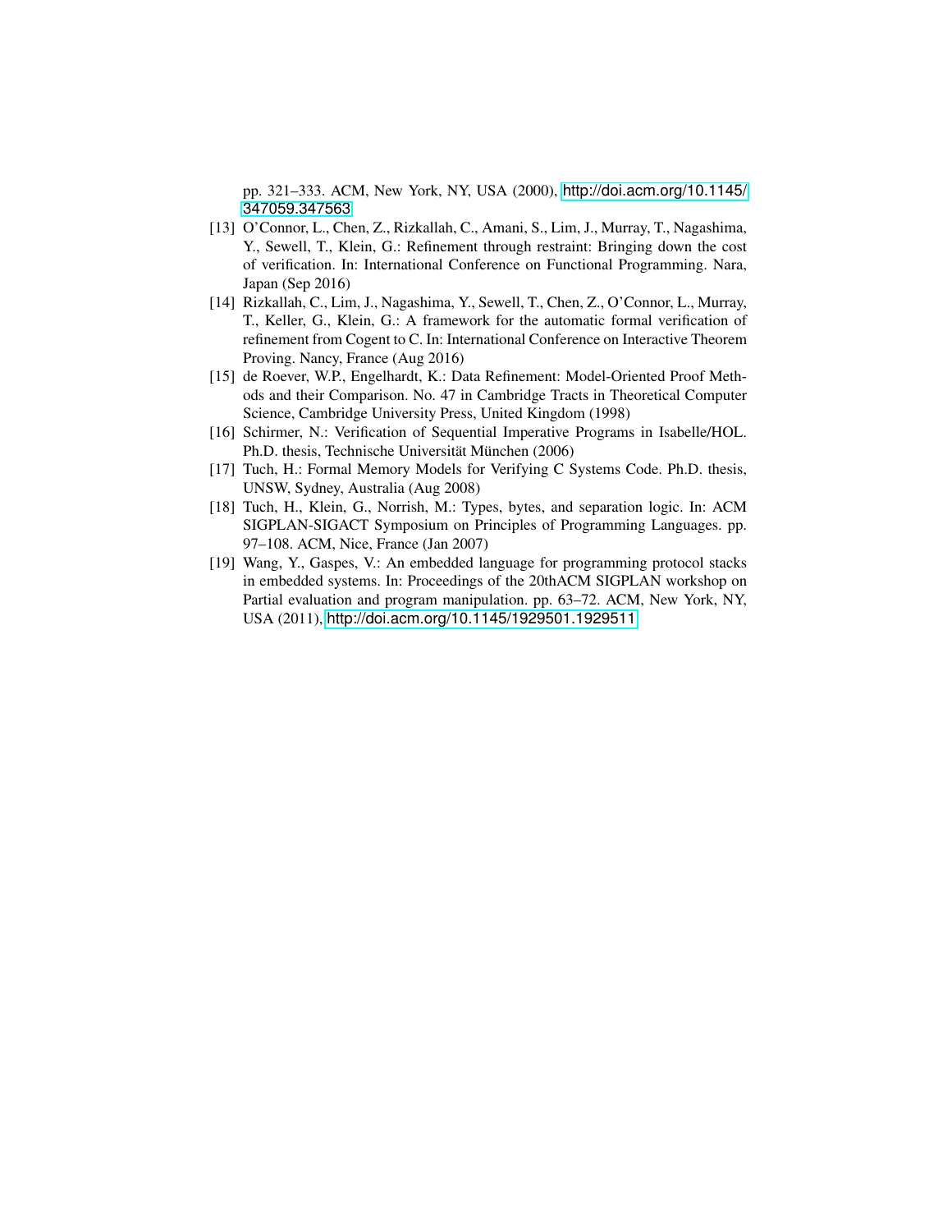pp. 321–333. ACM, New York, NY, USA (2000), http://doi.acm.org/10.1145/347059.347563

[13] O'Connor, L., Chen, Z., Rizkallah, C., Amani, S., Lim, J., Murray, T., Nagashima, Y., Sewell, T., Klein, G.: Refinement through restraint: Bringing down the cost of verification. In: International Conference on Functional Programming. Nara, Japan (Sep 2016)

[14] Rizkallah, C., Lim, J., Nagashima, Y., Sewell, T., Chen, Z., O'Connor, L., Murray, T., Keller, G., Klein, G.: A framework for the automatic formal verification of refinement from Cogent to C. In: International Conference on Interactive Theorem Proving. Nancy, France (Aug 2016)

[15] de Roever, W.P., Engelhardt, K.: Data Refinement: Model-Oriented Proof Methods and their Comparison. No. 47 in Cambridge Tracts in Theoretical Computer Science, Cambridge University Press, United Kingdom (1998)

[16] Schirmer, N.: Verification of Sequential Imperative Programs in Isabelle/HOL. Ph.D. thesis, Technische Universität München (2006)

[17] Tuch, H.: Formal Memory Models for Verifying C Systems Code. Ph.D. thesis, UNSW, Sydney, Australia (Aug 2008)

[18] Tuch, H., Klein, G., Norrish, M.: Types, bytes, and separation logic. In: ACM SIGPLAN-SIGACT Symposium on Principles of Programming Languages. pp. 97–108. ACM, Nice, France (Jan 2007)

[19] Wang, Y., Gaspes, V.: An embedded language for programming protocol stacks in embedded systems. In: Proceedings of the 20thACM SIGPLAN workshop on Partial evaluation and program manipulation. pp. 63–72. ACM, New York, NY, USA (2011), http://doi.acm.org/10.1145/1929501.1929511